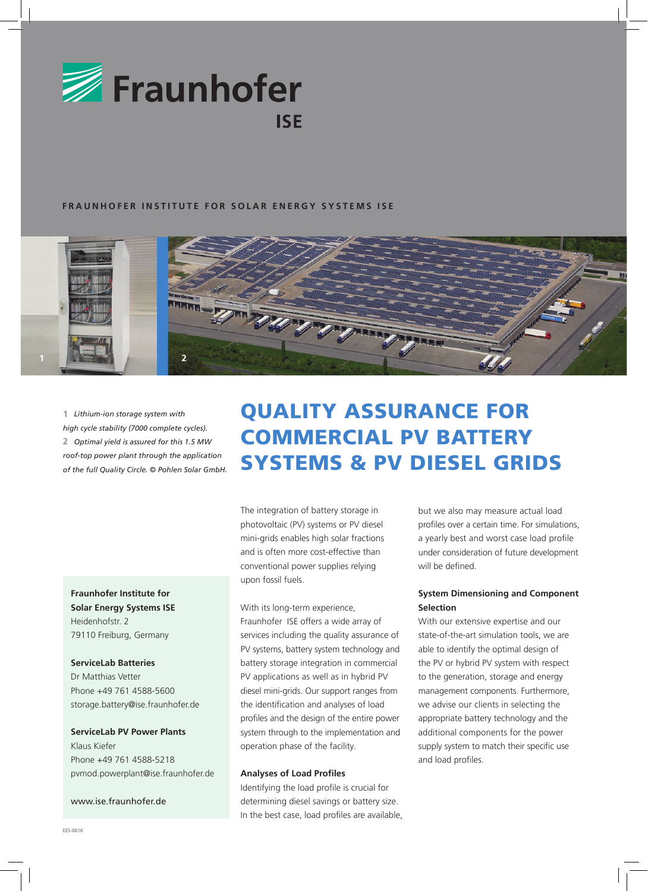Fraunhofer ISE

FRAUNHOFER INSTITUTE FOR SOLAR ENERGY SYSTEMS ISE

**1** *Lithium-ion storage system with high cycle stability (7000 complete cycles).*
**2** *Optimal yield is assured for this 1.5 MW roof-top power plant through the application of the full Quality Circle. © Pohlen Solar GmbH.*

# QUALITY ASSURANCE FOR COMMERCIAL PV BATTERY SYSTEMS & PV DIESEL GRIDS

The integration of battery storage in photovoltaic (PV) systems or PV diesel mini-grids enables high solar fractions and is often more cost-effective than conventional power supplies relying upon fossil fuels.

With its long-term experience, Fraunhofer ISE offers a wide array of services including the quality assurance of PV systems, battery system technology and battery storage integration in commercial PV applications as well as in hybrid PV diesel mini-grids. Our support ranges from the identification and analyses of load profiles and the design of the entire power system through to the implementation and operation phase of the facility.

### Analyses of Load Profiles

Identifying the load profile is crucial for determining diesel savings or battery size. In the best case, load profiles are available, but we also may measure actual load profiles over a certain time. For simulations, a yearly best and worst case load profile under consideration of future development will be defined.

### System Dimensioning and Component Selection

With our extensive expertise and our state-of-the-art simulation tools, we are able to identify the optimal design of the PV or hybrid PV system with respect to the generation, storage and energy management components. Furthermore, we advise our clients in selecting the appropriate battery technology and the additional components for the power supply system to match their specific use and load profiles.

**Fraunhofer Institute for Solar Energy Systems ISE**
Heidenhofstr. 2
79110 Freiburg, Germany

**ServiceLab Batteries**
Dr Matthias Vetter
Phone +49 761 4588-5600
storage.battery@ise.fraunhofer.de

**ServiceLab PV Power Plants**
Klaus Kiefer
Phone +49 761 4588-5218
pvmod.powerplant@ise.fraunhofer.de

www.ise.fraunhofer.de

EES-0616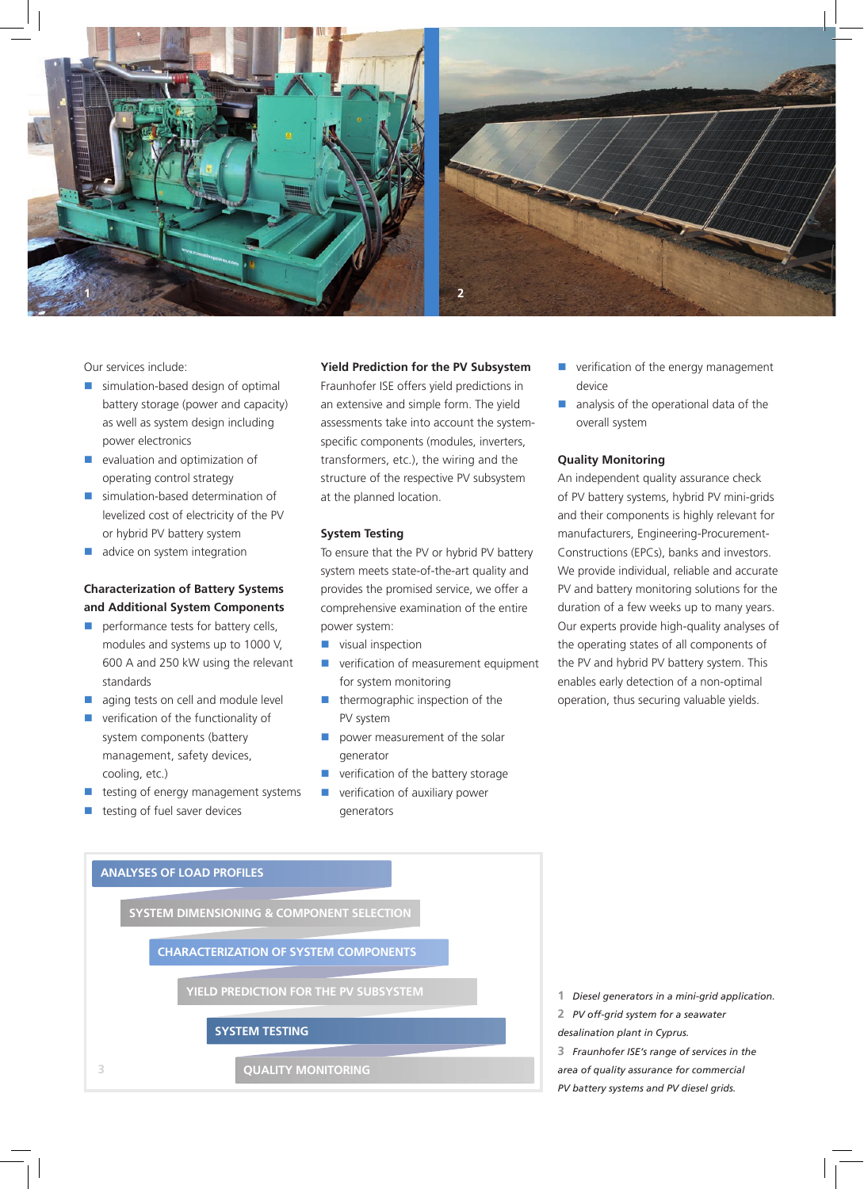Our services include:

- simulation-based design of optimal battery storage (power and capacity) as well as system design including power electronics
- evaluation and optimization of operating control strategy
- simulation-based determination of levelized cost of electricity of the PV or hybrid PV battery system
- advice on system integration

**Characterization of Battery Systems and Additional System Components**

- performance tests for battery cells, modules and systems up to 1000 V, 600 A and 250 kW using the relevant standards
- aging tests on cell and module level
- verification of the functionality of system components (battery management, safety devices, cooling, etc.)
- testing of energy management systems
- testing of fuel saver devices

**Yield Prediction for the PV Subsystem**

Fraunhofer ISE offers yield predictions in an extensive and simple form. The yield assessments take into account the system-specific components (modules, inverters, transformers, etc.), the wiring and the structure of the respective PV subsystem at the planned location.

**System Testing**

To ensure that the PV or hybrid PV battery system meets state-of-the-art quality and provides the promised service, we offer a comprehensive examination of the entire power system:

- visual inspection
- verification of measurement equipment for system monitoring
- thermographic inspection of the PV system
- power measurement of the solar generator
- verification of the battery storage
- verification of auxiliary power generators
- verification of the energy management device
- analysis of the operational data of the overall system

**Quality Monitoring**

An independent quality assurance check of PV battery systems, hybrid PV mini-grids and their components is highly relevant for manufacturers, Engineering-Procurement-Constructions (EPCs), banks and investors. We provide individual, reliable and accurate PV and battery monitoring solutions for the duration of a few weeks up to many years. Our experts provide high-quality analyses of the operating states of all components of the PV and hybrid PV battery system. This enables early detection of a non-optimal operation, thus securing valuable yields.

ANALYSES OF LOAD PROFILES

SYSTEM DIMENSIONING & COMPONENT SELECTION

CHARACTERIZATION OF SYSTEM COMPONENTS

YIELD PREDICTION FOR THE PV SUBSYSTEM

SYSTEM TESTING

QUALITY MONITORING

*1 Diesel generators in a mini-grid application.*

*2 PV off-grid system for a seawater desalination plant in Cyprus.*

*3 Fraunhofer ISE's range of services in the area of quality assurance for commercial PV battery systems and PV diesel grids.*